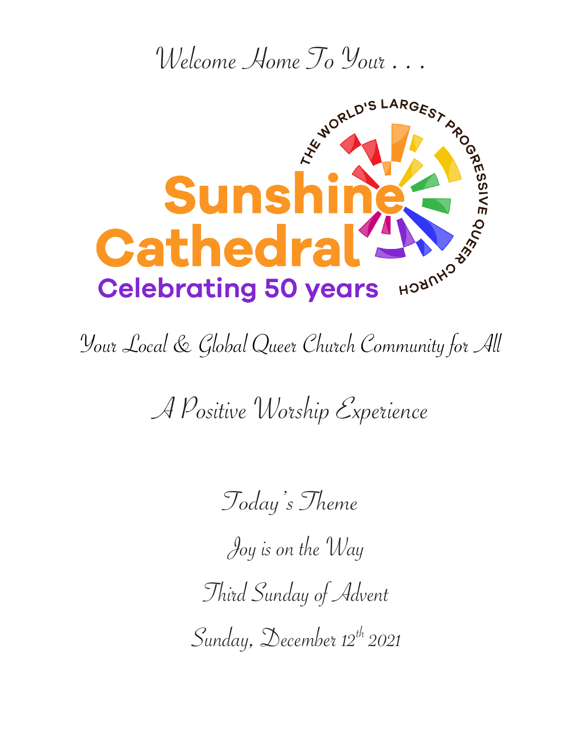Welcome Home To Your . . .

THE WORLD'S LARGEST PROGRESSIVE QUEER CHURCH

# Sunshine Cathedral

Celebrating 50 years

Your Local & Global Queer Church Community for All

A Positive Worship Experience

Today's Theme

Joy is on the Way

Third Sunday of Advent

Sunday, December 12th 2021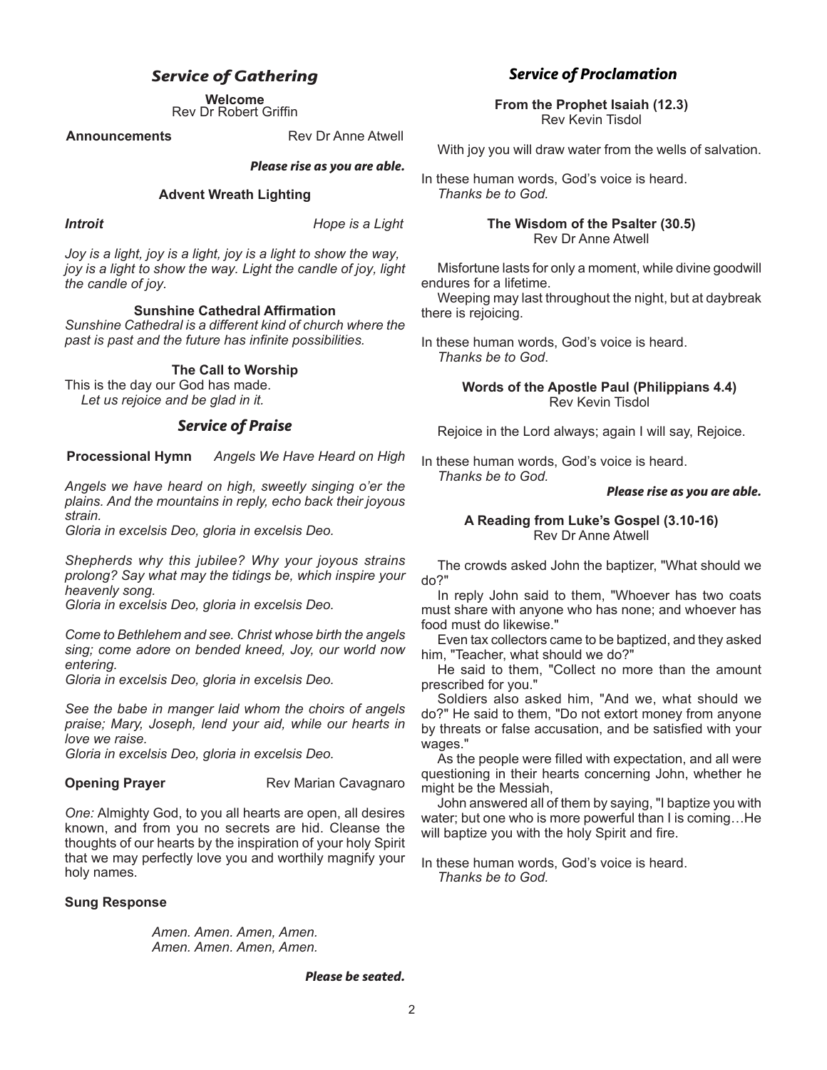## *Service of Gathering*

**Welcome**
Rev Dr Robert Griffin

**Announcements** Rev Dr Anne Atwell

***Please rise as you are able.***

**Advent Wreath Lighting**

***Introit*** *Hope is a Light*

*Joy is a light, joy is a light, joy is a light to show the way, joy is a light to show the way. Light the candle of joy, light the candle of joy.*

**Sunshine Cathedral Affirmation**
*Sunshine Cathedral is a different kind of church where the past is past and the future has infinite possibilities.*

**The Call to Worship**
This is the day our God has made.
*Let us rejoice and be glad in it.*

## *Service of Praise*

**Processional Hymn** *Angels We Have Heard on High*

*Angels we have heard on high, sweetly singing o'er the plains. And the mountains in reply, echo back their joyous strain.*
*Gloria in excelsis Deo, gloria in excelsis Deo.*

*Shepherds why this jubilee? Why your joyous strains prolong? Say what may the tidings be, which inspire your heavenly song.*
*Gloria in excelsis Deo, gloria in excelsis Deo.*

*Come to Bethlehem and see. Christ whose birth the angels sing; come adore on bended kneed, Joy, our world now entering.*
*Gloria in excelsis Deo, gloria in excelsis Deo.*

*See the babe in manger laid whom the choirs of angels praise; Mary, Joseph, lend your aid, while our hearts in love we raise.*
*Gloria in excelsis Deo, gloria in excelsis Deo.*

**Opening Prayer** Rev Marian Cavagnaro

*One:* Almighty God, to you all hearts are open, all desires known, and from you no secrets are hid. Cleanse the thoughts of our hearts by the inspiration of your holy Spirit that we may perfectly love you and worthily magnify your holy names.

**Sung Response**

*Amen. Amen. Amen, Amen.*
*Amen. Amen. Amen, Amen.*

***Please be seated.***

## *Service of Proclamation*

**From the Prophet Isaiah (12.3)**
Rev Kevin Tisdol

With joy you will draw water from the wells of salvation.

In these human words, God's voice is heard.
*Thanks be to God.*

**The Wisdom of the Psalter (30.5)**
Rev Dr Anne Atwell

Misfortune lasts for only a moment, while divine goodwill endures for a lifetime.

Weeping may last throughout the night, but at daybreak there is rejoicing.

In these human words, God's voice is heard.
*Thanks be to God*.

**Words of the Apostle Paul (Philippians 4.4)**
Rev Kevin Tisdol

Rejoice in the Lord always; again I will say, Rejoice.

In these human words, God's voice is heard.
*Thanks be to God.*

***Please rise as you are able.***

**A Reading from Luke's Gospel (3.10-16)**
Rev Dr Anne Atwell

The crowds asked John the baptizer, "What should we do?"

In reply John said to them, "Whoever has two coats must share with anyone who has none; and whoever has food must do likewise."

Even tax collectors came to be baptized, and they asked him, "Teacher, what should we do?"

He said to them, "Collect no more than the amount prescribed for you."

Soldiers also asked him, "And we, what should we do?" He said to them, "Do not extort money from anyone by threats or false accusation, and be satisfied with your wages."

As the people were filled with expectation, and all were questioning in their hearts concerning John, whether he might be the Messiah,

John answered all of them by saying, "I baptize you with water; but one who is more powerful than I is coming…He will baptize you with the holy Spirit and fire.

In these human words, God's voice is heard.
*Thanks be to God.*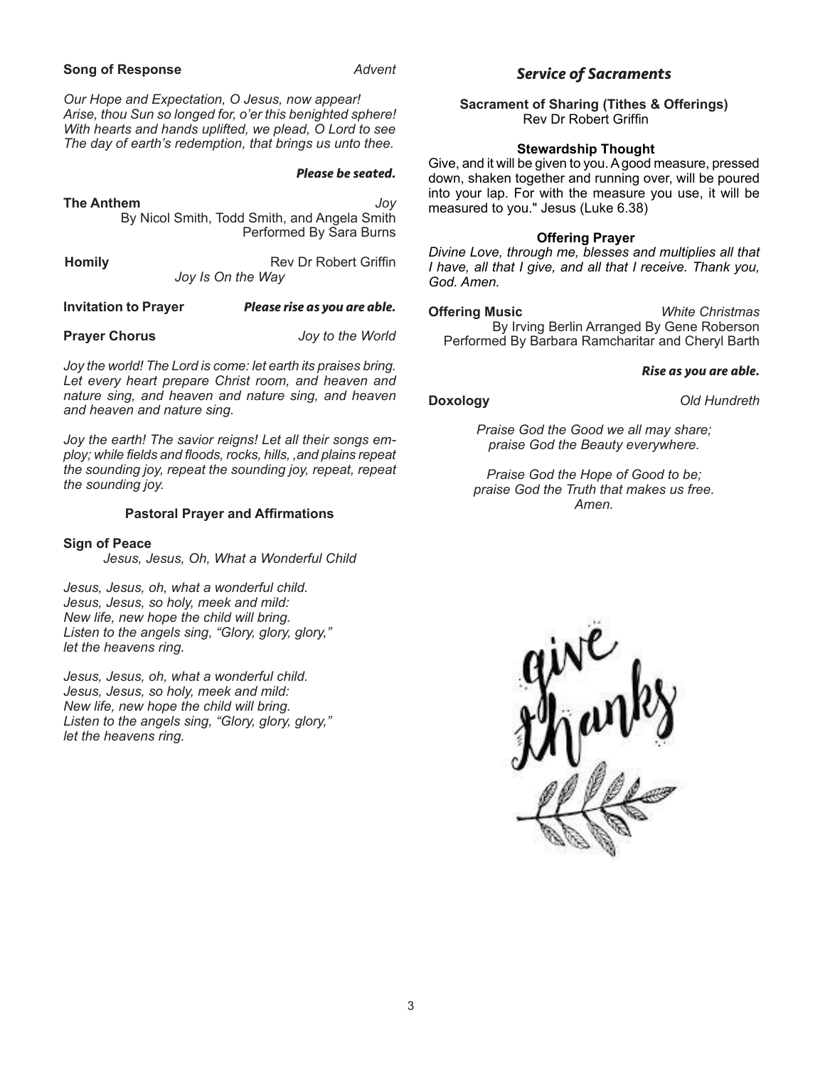**Song of Response** *Advent*

*Our Hope and Expectation, O Jesus, now appear!*
*Arise, thou Sun so longed for, o'er this benighted sphere!*
*With hearts and hands uplifted, we plead, O Lord to see*
*The day of earth's redemption, that brings us unto thee.*

***Please be seated.***

**The Anthem** *Joy*
By Nicol Smith, Todd Smith, and Angela Smith
Performed By Sara Burns

**Homily** Rev Dr Robert Griffin
*Joy Is On the Way*

**Invitation to Prayer** ***Please rise as you are able.***

**Prayer Chorus** *Joy to the World*

*Joy the world! The Lord is come: let earth its praises bring. Let every heart prepare Christ room, and heaven and nature sing, and heaven and nature sing, and heaven and heaven and nature sing.*

*Joy the earth! The savior reigns! Let all their songs employ; while fields and floods, rocks, hills, ,and plains repeat the sounding joy, repeat the sounding joy, repeat, repeat the sounding joy.*

**Pastoral Prayer and Affirmations**

**Sign of Peace**
*Jesus, Jesus, Oh, What a Wonderful Child*

*Jesus, Jesus, oh, what a wonderful child.*
*Jesus, Jesus, so holy, meek and mild:*
*New life, new hope the child will bring.*
*Listen to the angels sing, "Glory, glory, glory,"*
*let the heavens ring.*

*Jesus, Jesus, oh, what a wonderful child.*
*Jesus, Jesus, so holy, meek and mild:*
*New life, new hope the child will bring.*
*Listen to the angels sing, "Glory, glory, glory,"*
*let the heavens ring.*

## *Service of Sacraments*

**Sacrament of Sharing (Tithes & Offerings)**
Rev Dr Robert Griffin

**Stewardship Thought**

Give, and it will be given to you. A good measure, pressed down, shaken together and running over, will be poured into your lap. For with the measure you use, it will be measured to you." Jesus (Luke 6.38)

**Offering Prayer**

*Divine Love, through me, blesses and multiplies all that I have, all that I give, and all that I receive. Thank you, God. Amen.*

**Offering Music** *White Christmas*
By Irving Berlin Arranged By Gene Roberson
Performed By Barbara Ramcharitar and Cheryl Barth

***Rise as you are able.***

**Doxology** *Old Hundreth*

*Praise God the Good we all may share;*
*praise God the Beauty everywhere.*

*Praise God the Hope of Good to be;*
*praise God the Truth that makes us free.*
*Amen.*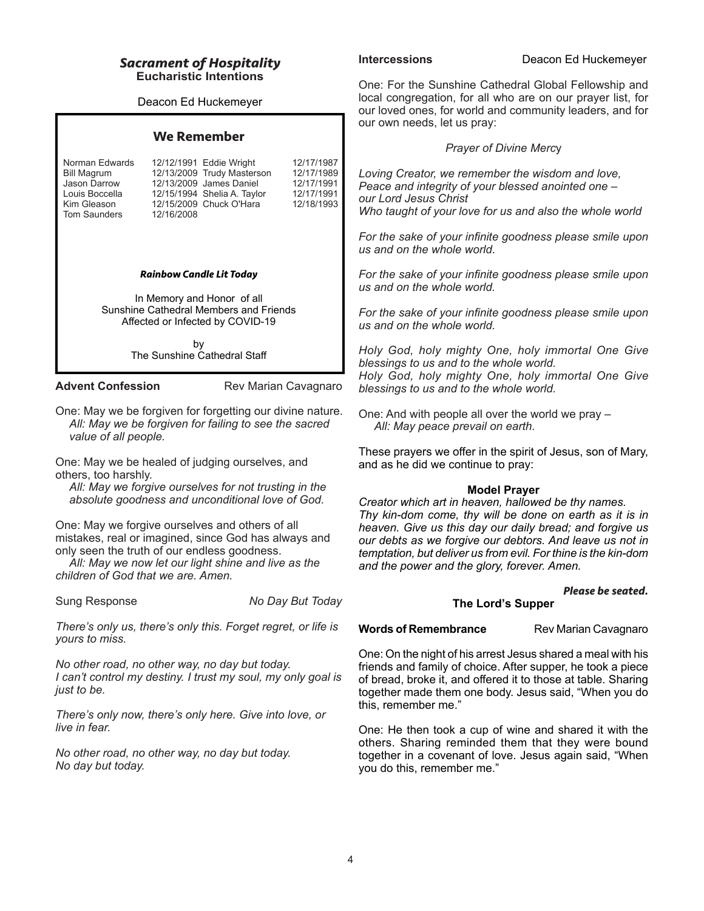## *Sacrament of Hospitality*

**Eucharistic Intentions**

Deacon Ed Huckemeyer

### We Remember

| | | | |
|---|---|---|---|
| Norman Edwards | 12/12/1991 | Eddie Wright | 12/17/1987 |
| Bill Magrum | 12/13/2009 | Trudy Masterson | 12/17/1989 |
| Jason Darrow | 12/13/2009 | James Daniel | 12/17/1991 |
| Louis Boccella | 12/15/1994 | Shelia A. Taylor | 12/17/1991 |
| Kim Gleason | 12/15/2009 | Chuck O'Hara | 12/18/1993 |
| Tom Saunders | 12/16/2008 | | |

***Rainbow Candle Lit Today***

In Memory and Honor of all
Sunshine Cathedral Members and Friends
Affected or Infected by COVID-19

by
The Sunshine Cathedral Staff

**Advent Confession** Rev Marian Cavagnaro

One: May we be forgiven for forgetting our divine nature.
*All: May we be forgiven for failing to see the sacred value of all people.*

One: May we be healed of judging ourselves, and others, too harshly.
*All: May we forgive ourselves for not trusting in the absolute goodness and unconditional love of God.*

One: May we forgive ourselves and others of all mistakes, real or imagined, since God has always and only seen the truth of our endless goodness.
*All: May we now let our light shine and live as the children of God that we are. Amen.*

Sung Response *No Day But Today*

*There's only us, there's only this. Forget regret, or life is yours to miss.*

*No other road, no other way, no day but today.*
*I can't control my destiny. I trust my soul, my only goal is just to be.*

*There's only now, there's only here. Give into love, or live in fear.*

*No other road, no other way, no day but today.*
*No day but today.*

**Intercessions** Deacon Ed Huckemeyer

One: For the Sunshine Cathedral Global Fellowship and local congregation, for all who are on our prayer list, for our loved ones, for world and community leaders, and for our own needs, let us pray:

*Prayer of Divine Mercy*

*Loving Creator, we remember the wisdom and love,*
*Peace and integrity of your blessed anointed one –*
*our Lord Jesus Christ*
*Who taught of your love for us and also the whole world*

*For the sake of your infinite goodness please smile upon us and on the whole world.*

*For the sake of your infinite goodness please smile upon us and on the whole world.*

*For the sake of your infinite goodness please smile upon us and on the whole world.*

*Holy God, holy mighty One, holy immortal One Give blessings to us and to the whole world.*
*Holy God, holy mighty One, holy immortal One Give blessings to us and to the whole world.*

One: And with people all over the world we pray –
*All: May peace prevail on earth.*

These prayers we offer in the spirit of Jesus, son of Mary, and as he did we continue to pray:

**Model Prayer**

*Creator which art in heaven, hallowed be thy names. Thy kin-dom come, thy will be done on earth as it is in heaven. Give us this day our daily bread; and forgive us our debts as we forgive our debtors. And leave us not in temptation, but deliver us from evil. For thine is the kin-dom and the power and the glory, forever. Amen.*

***Please be seated.***

### The Lord's Supper

**Words of Remembrance** Rev Marian Cavagnaro

One: On the night of his arrest Jesus shared a meal with his friends and family of choice. After supper, he took a piece of bread, broke it, and offered it to those at table. Sharing together made them one body. Jesus said, "When you do this, remember me."

One: He then took a cup of wine and shared it with the others. Sharing reminded them that they were bound together in a covenant of love. Jesus again said, "When you do this, remember me."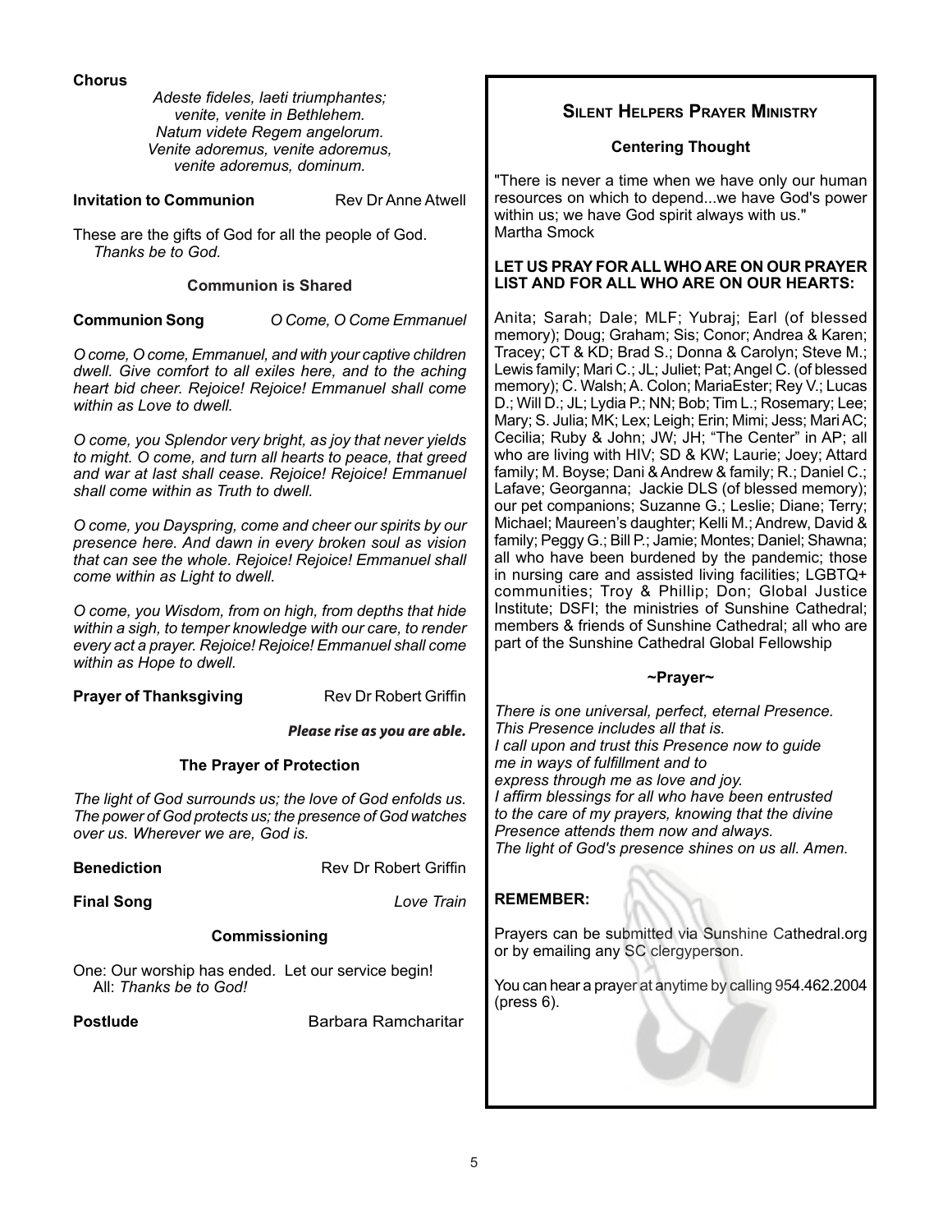**Chorus**

*Adeste fideles, laeti triumphantes;*
*venite, venite in Bethlehem.*
*Natum videte Regem angelorum.*
*Venite adoremus, venite adoremus,*
*venite adoremus, dominum.*

**Invitation to Communion** Rev Dr Anne Atwell

These are the gifts of God for all the people of God.
*Thanks be to God.*

**Communion is Shared**

**Communion Song** *O Come, O Come Emmanuel*

*O come, O come, Emmanuel, and with your captive children dwell. Give comfort to all exiles here, and to the aching heart bid cheer. Rejoice! Rejoice! Emmanuel shall come within as Love to dwell.*

*O come, you Splendor very bright, as joy that never yields to might. O come, and turn all hearts to peace, that greed and war at last shall cease. Rejoice! Rejoice! Emmanuel shall come within as Truth to dwell.*

*O come, you Dayspring, come and cheer our spirits by our presence here. And dawn in every broken soul as vision that can see the whole. Rejoice! Rejoice! Emmanuel shall come within as Light to dwell.*

*O come, you Wisdom, from on high, from depths that hide within a sigh, to temper knowledge with our care, to render every act a prayer. Rejoice! Rejoice! Emmanuel shall come within as Hope to dwell.*

**Prayer of Thanksgiving** Rev Dr Robert Griffin

***Please rise as you are able.***

**The Prayer of Protection**

*The light of God surrounds us; the love of God enfolds us. The power of God protects us; the presence of God watches over us. Wherever we are, God is.*

**Benediction** Rev Dr Robert Griffin

**Final Song** *Love Train*

**Commissioning**

One: Our worship has ended. Let our service begin!
All: *Thanks be to God!*

**Postlude** Barbara Ramcharitar

## Silent Helpers Prayer Ministry

**Centering Thought**

"There is never a time when we have only our human resources on which to depend...we have God's power within us; we have God spirit always with us."
Martha Smock

**LET US PRAY FOR ALL WHO ARE ON OUR PRAYER LIST AND FOR ALL WHO ARE ON OUR HEARTS:**

Anita; Sarah; Dale; MLF; Yubraj; Earl (of blessed memory); Doug; Graham; Sis; Conor; Andrea & Karen; Tracey; CT & KD; Brad S.; Donna & Carolyn; Steve M.; Lewis family; Mari C.; JL; Juliet; Pat; Angel C. (of blessed memory); C. Walsh; A. Colon; MariaEster; Rey V.; Lucas D.; Will D.; JL; Lydia P.; NN; Bob; Tim L.; Rosemary; Lee; Mary; S. Julia; MK; Lex; Leigh; Erin; Mimi; Jess; Mari AC; Cecilia; Ruby & John; JW; JH; "The Center" in AP; all who are living with HIV; SD & KW; Laurie; Joey; Attard family; M. Boyse; Dani & Andrew & family; R.; Daniel C.; Lafave; Georganna; Jackie DLS (of blessed memory); our pet companions; Suzanne G.; Leslie; Diane; Terry; Michael; Maureen's daughter; Kelli M.; Andrew, David & family; Peggy G.; Bill P.; Jamie; Montes; Daniel; Shawna; all who have been burdened by the pandemic; those in nursing care and assisted living facilities; LGBTQ+ communities; Troy & Phillip; Don; Global Justice Institute; DSFI; the ministries of Sunshine Cathedral; members & friends of Sunshine Cathedral; all who are part of the Sunshine Cathedral Global Fellowship

**~Prayer~**

*There is one universal, perfect, eternal Presence.*
*This Presence includes all that is.*
*I call upon and trust this Presence now to guide me in ways of fulfillment and to express through me as love and joy.*
*I affirm blessings for all who have been entrusted to the care of my prayers, knowing that the divine Presence attends them now and always.*
*The light of God's presence shines on us all. Amen.*

**REMEMBER:**

Prayers can be submitted via Sunshine Cathedral.org or by emailing any SC clergyperson.

You can hear a prayer at anytime by calling 954.462.2004 (press 6).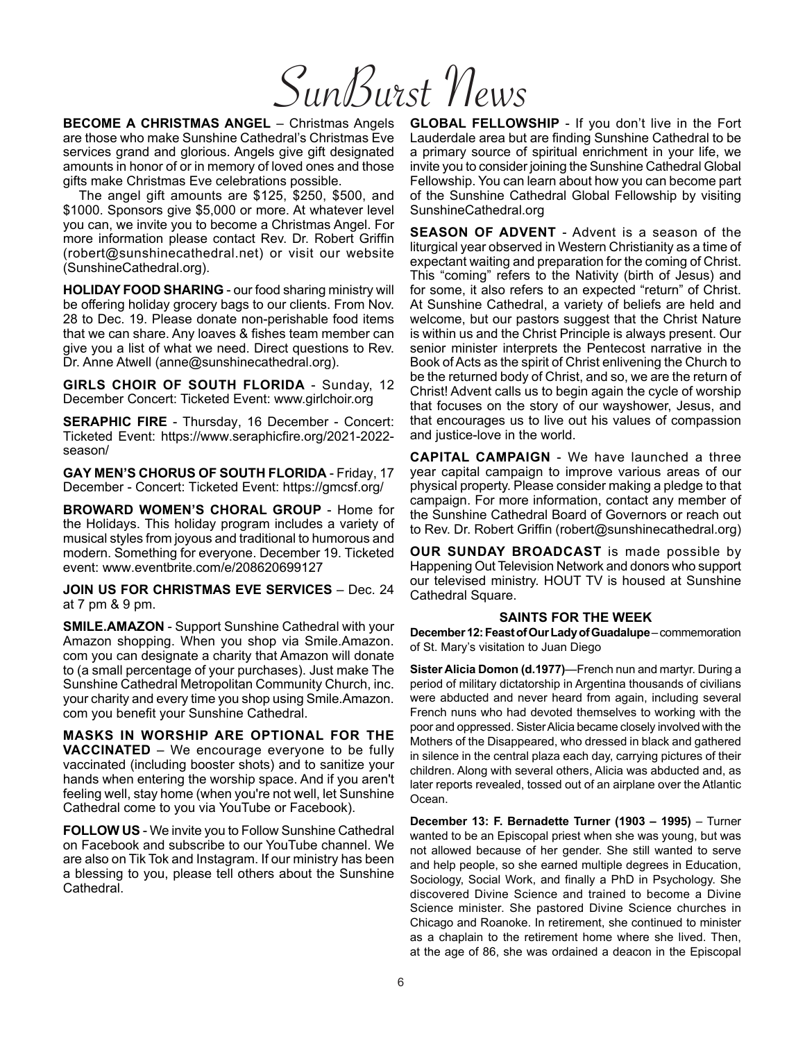# SunBurst News

**BECOME A CHRISTMAS ANGEL** – Christmas Angels are those who make Sunshine Cathedral's Christmas Eve services grand and glorious. Angels give gift designated amounts in honor of or in memory of loved ones and those gifts make Christmas Eve celebrations possible.

The angel gift amounts are $125, $250, $500, and $1000. Sponsors give $5,000 or more. At whatever level you can, we invite you to become a Christmas Angel. For more information please contact Rev. Dr. Robert Griffin (robert@sunshinecathedral.net) or visit our website (SunshineCathedral.org).

**HOLIDAY FOOD SHARING** - our food sharing ministry will be offering holiday grocery bags to our clients. From Nov. 28 to Dec. 19. Please donate non-perishable food items that we can share. Any loaves & fishes team member can give you a list of what we need. Direct questions to Rev. Dr. Anne Atwell (anne@sunshinecathedral.org).

**GIRLS CHOIR OF SOUTH FLORIDA** - Sunday, 12 December Concert: Ticketed Event: www.girlchoir.org

**SERAPHIC FIRE** - Thursday, 16 December - Concert: Ticketed Event: https://www.seraphicfire.org/2021-2022-season/

**GAY MEN'S CHORUS OF SOUTH FLORIDA** - Friday, 17 December - Concert: Ticketed Event: https://gmcsf.org/

**BROWARD WOMEN'S CHORAL GROUP** - Home for the Holidays. This holiday program includes a variety of musical styles from joyous and traditional to humorous and modern. Something for everyone. December 19. Ticketed event: www.eventbrite.com/e/208620699127

**JOIN US FOR CHRISTMAS EVE SERVICES** – Dec. 24 at 7 pm & 9 pm.

**SMILE.AMAZON** - Support Sunshine Cathedral with your Amazon shopping. When you shop via Smile.Amazon.com you can designate a charity that Amazon will donate to (a small percentage of your purchases). Just make The Sunshine Cathedral Metropolitan Community Church, inc. your charity and every time you shop using Smile.Amazon.com you benefit your Sunshine Cathedral.

**MASKS IN WORSHIP ARE OPTIONAL FOR THE VACCINATED** – We encourage everyone to be fully vaccinated (including booster shots) and to sanitize your hands when entering the worship space. And if you aren't feeling well, stay home (when you're not well, let Sunshine Cathedral come to you via YouTube or Facebook).

**FOLLOW US** - We invite you to Follow Sunshine Cathedral on Facebook and subscribe to our YouTube channel. We are also on Tik Tok and Instagram. If our ministry has been a blessing to you, please tell others about the Sunshine Cathedral.

**GLOBAL FELLOWSHIP** - If you don't live in the Fort Lauderdale area but are finding Sunshine Cathedral to be a primary source of spiritual enrichment in your life, we invite you to consider joining the Sunshine Cathedral Global Fellowship. You can learn about how you can become part of the Sunshine Cathedral Global Fellowship by visiting SunshineCathedral.org

**SEASON OF ADVENT** - Advent is a season of the liturgical year observed in Western Christianity as a time of expectant waiting and preparation for the coming of Christ. This "coming" refers to the Nativity (birth of Jesus) and for some, it also refers to an expected "return" of Christ. At Sunshine Cathedral, a variety of beliefs are held and welcome, but our pastors suggest that the Christ Nature is within us and the Christ Principle is always present. Our senior minister interprets the Pentecost narrative in the Book of Acts as the spirit of Christ enlivening the Church to be the returned body of Christ, and so, we are the return of Christ! Advent calls us to begin again the cycle of worship that focuses on the story of our wayshower, Jesus, and that encourages us to live out his values of compassion and justice-love in the world.

**CAPITAL CAMPAIGN** - We have launched a three year capital campaign to improve various areas of our physical property. Please consider making a pledge to that campaign. For more information, contact any member of the Sunshine Cathedral Board of Governors or reach out to Rev. Dr. Robert Griffin (robert@sunshinecathedral.org)

**OUR SUNDAY BROADCAST** is made possible by Happening Out Television Network and donors who support our televised ministry. HOUT TV is housed at Sunshine Cathedral Square.

## SAINTS FOR THE WEEK

**December 12: Feast of Our Lady of Guadalupe** – commemoration of St. Mary's visitation to Juan Diego

**Sister Alicia Domon (d.1977)**—French nun and martyr. During a period of military dictatorship in Argentina thousands of civilians were abducted and never heard from again, including several French nuns who had devoted themselves to working with the poor and oppressed. Sister Alicia became closely involved with the Mothers of the Disappeared, who dressed in black and gathered in silence in the central plaza each day, carrying pictures of their children. Along with several others, Alicia was abducted and, as later reports revealed, tossed out of an airplane over the Atlantic Ocean.

**December 13: F. Bernadette Turner (1903 – 1995)** – Turner wanted to be an Episcopal priest when she was young, but was not allowed because of her gender. She still wanted to serve and help people, so she earned multiple degrees in Education, Sociology, Social Work, and finally a PhD in Psychology. She discovered Divine Science and trained to become a Divine Science minister. She pastored Divine Science churches in Chicago and Roanoke. In retirement, she continued to minister as a chaplain to the retirement home where she lived. Then, at the age of 86, she was ordained a deacon in the Episcopal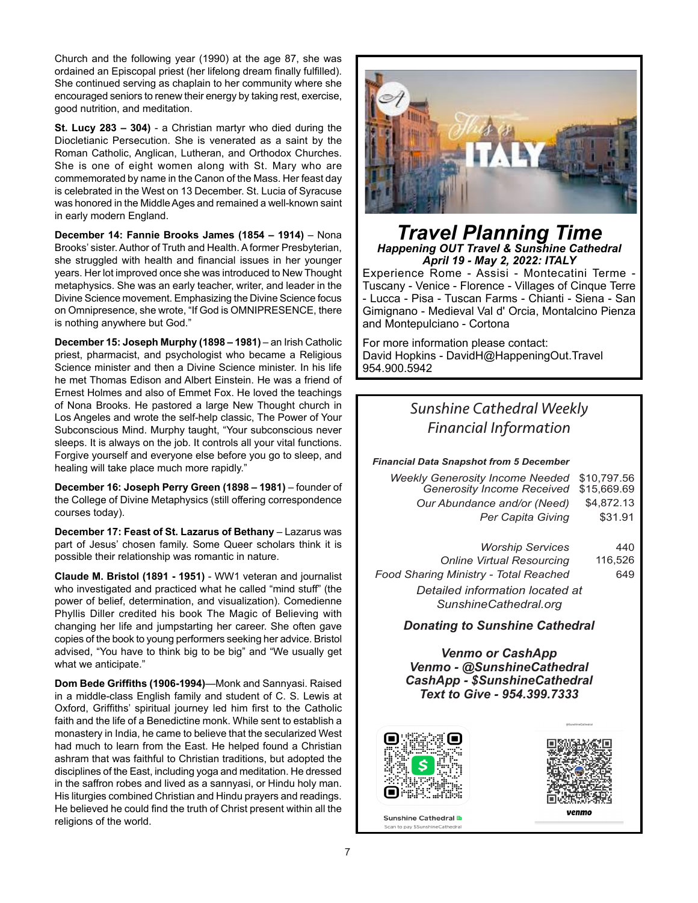Church and the following year (1990) at the age 87, she was ordained an Episcopal priest (her lifelong dream finally fulfilled). She continued serving as chaplain to her community where she encouraged seniors to renew their energy by taking rest, exercise, good nutrition, and meditation.

**St. Lucy 283 – 304)** - a Christian martyr who died during the Diocletianic Persecution. She is venerated as a saint by the Roman Catholic, Anglican, Lutheran, and Orthodox Churches. She is one of eight women along with St. Mary who are commemorated by name in the Canon of the Mass. Her feast day is celebrated in the West on 13 December. St. Lucia of Syracuse was honored in the Middle Ages and remained a well-known saint in early modern England.

**December 14: Fannie Brooks James (1854 – 1914)** – Nona Brooks' sister. Author of Truth and Health. A former Presbyterian, she struggled with health and financial issues in her younger years. Her lot improved once she was introduced to New Thought metaphysics. She was an early teacher, writer, and leader in the Divine Science movement. Emphasizing the Divine Science focus on Omnipresence, she wrote, "If God is OMNIPRESENCE, there is nothing anywhere but God."

**December 15: Joseph Murphy (1898 – 1981)** – an Irish Catholic priest, pharmacist, and psychologist who became a Religious Science minister and then a Divine Science minister. In his life he met Thomas Edison and Albert Einstein. He was a friend of Ernest Holmes and also of Emmet Fox. He loved the teachings of Nona Brooks. He pastored a large New Thought church in Los Angeles and wrote the self-help classic, The Power of Your Subconscious Mind. Murphy taught, "Your subconscious never sleeps. It is always on the job. It controls all your vital functions. Forgive yourself and everyone else before you go to sleep, and healing will take place much more rapidly."

**December 16: Joseph Perry Green (1898 – 1981)** – founder of the College of Divine Metaphysics (still offering correspondence courses today).

**December 17: Feast of St. Lazarus of Bethany** – Lazarus was part of Jesus' chosen family. Some Queer scholars think it is possible their relationship was romantic in nature.

**Claude M. Bristol (1891 - 1951)** - WW1 veteran and journalist who investigated and practiced what he called "mind stuff" (the power of belief, determination, and visualization). Comedienne Phyllis Diller credited his book The Magic of Believing with changing her life and jumpstarting her career. She often gave copies of the book to young performers seeking her advice. Bristol advised, "You have to think big to be big" and "We usually get what we anticipate."

**Dom Bede Griffiths (1906-1994)**—Monk and Sannyasi. Raised in a middle-class English family and student of C. S. Lewis at Oxford, Griffiths' spiritual journey led him first to the Catholic faith and the life of a Benedictine monk. While sent to establish a monastery in India, he came to believe that the secularized West had much to learn from the East. He helped found a Christian ashram that was faithful to Christian traditions, but adopted the disciplines of the East, including yoga and meditation. He dressed in the saffron robes and lived as a sannyasi, or Hindu holy man. His liturgies combined Christian and Hindu prayers and readings. He believed he could find the truth of Christ present within all the religions of the world.

This is ITALY

# *Travel Planning Time*

***Happening OUT Travel & Sunshine Cathedral***
***April 19 - May 2, 2022: ITALY***

Experience Rome - Assisi - Montecatini Terme - Tuscany - Venice - Florence - Villages of Cinque Terre - Lucca - Pisa - Tuscan Farms - Chianti - Siena - San Gimignano - Medieval Val d' Orcia, Montalcino Pienza and Montepulciano - Cortona

For more information please contact:
David Hopkins - DavidH@HappeningOut.Travel
954.900.5942

## *Sunshine Cathedral Weekly Financial Information*

***Financial Data Snapshot from 5 December***

| | |
|---|---|
| *Weekly Generosity Income Needed* | $10,797.56 |
| *Generosity Income Received* | $15,669.69 |
| *Our Abundance and/or (Need)* | $4,872.13 |
| *Per Capita Giving* | $31.91 |
| *Worship Services* | 440 |
| *Online Virtual Resourcing* | 116,526 |
| *Food Sharing Ministry - Total Reached* | 649 |

*Detailed information located at SunshineCathedral.org*

***Donating to Sunshine Cathedral***

***Venmo or CashApp***
***Venmo - @SunshineCathedral***
***CashApp - $SunshineCathedral***
***Text to Give - 954.399.7333***

Sunshine Cathedral
Scan to pay $SunshineCathedral

@SunshineCathedral
venmo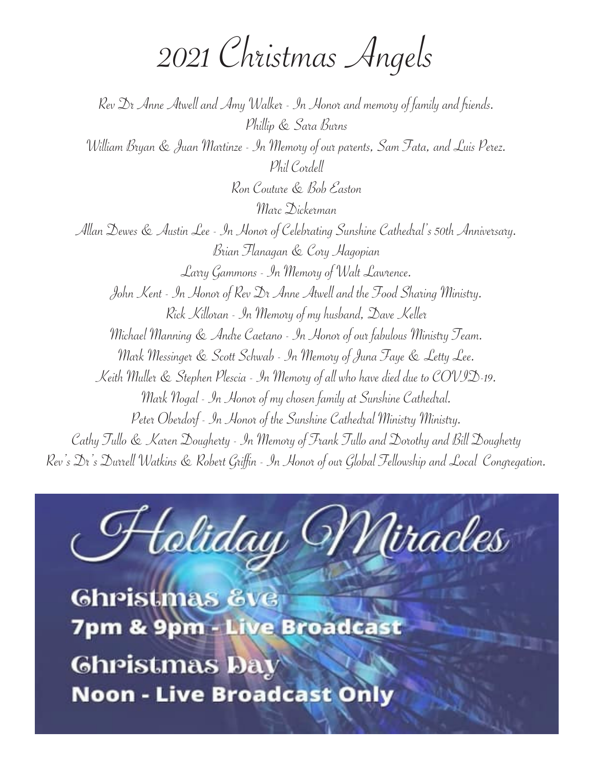# 2021 Christmas Angels

*Rev Dr Anne Atwell and Amy Walker - In Honor and memory of family and friends.*

*Phillip & Sara Burns*

*William Bryan & Juan Martinze - In Memory of our parents, Sam Fata, and Luis Perez.*

*Phil Cordell*

*Ron Couture & Bob Easton*

*Marc Dickerman*

*Allan Dewes & Austin Lee - In Honor of Celebrating Sunshine Cathedral's 50th Anniversary.*

*Brian Flanagan & Cory Hagopian*

*Larry Gammons - In Memory of Walt Lawrence.*

*John Kent - In Honor of Rev Dr Anne Atwell and the Food Sharing Ministry.*

*Rick Killoran - In Memory of my husband, Dave Keller*

*Michael Manning & Andre Caetano - In Honor of our fabulous Ministry Team.*

*Mark Messinger & Scott Schwab - In Memory of Juna Faye & Letty Lee.*

*Keith Muller & Stephen Plescia - In Memory of all who have died due to COVID-19.*

*Mark Nogal - In Honor of my chosen family at Sunshine Cathedral.*

*Peter Oberdorf - In Honor of the Sunshine Cathedral Ministry Ministry.*

*Cathy Tullo & Karen Dougherty - In Memory of Frank Tullo and Dorothy and Bill Dougherty*

*Rev's Dr's Durrell Watkins & Robert Griffin - In Honor of our Global Fellowship and Local Congregation.*

## Holiday Miracles

**Christmas Eve**
**7pm & 9pm - Live Broadcast**

**Christmas Day**
**Noon - Live Broadcast Only**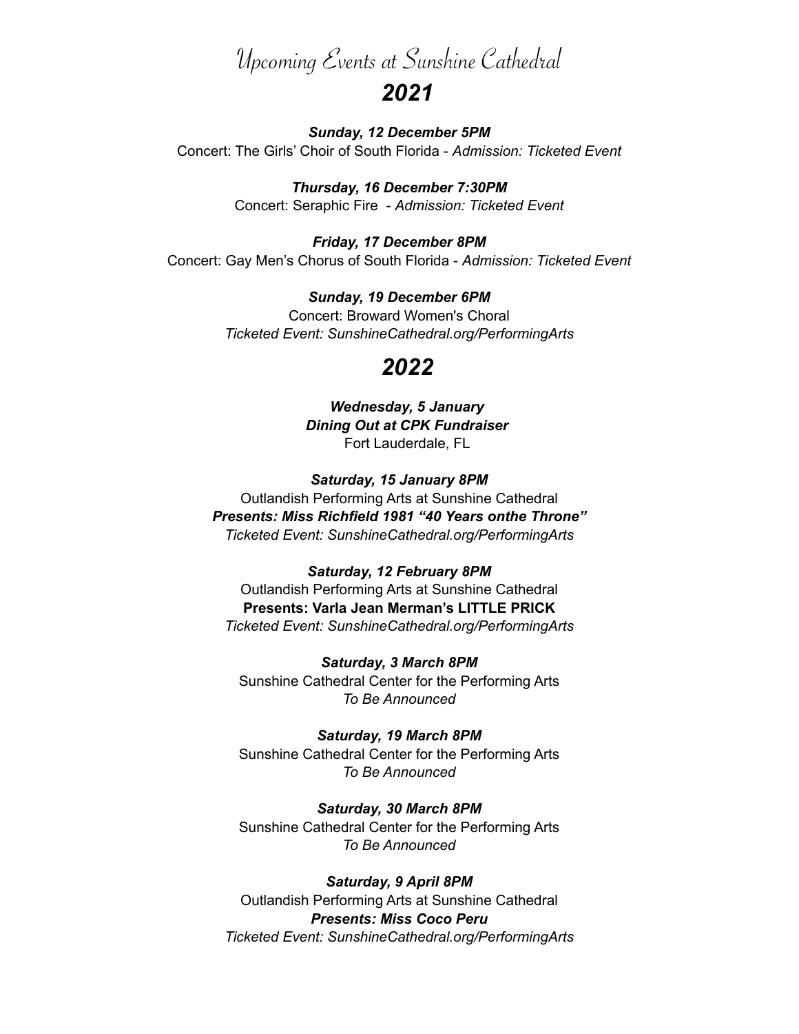# Upcoming Events at Sunshine Cathedral

## *2021*

***Sunday, 12 December 5PM***
Concert: The Girls' Choir of South Florida - *Admission: Ticketed Event*

***Thursday, 16 December 7:30PM***
Concert: Seraphic Fire - *Admission: Ticketed Event*

***Friday, 17 December 8PM***
Concert: Gay Men's Chorus of South Florida - *Admission: Ticketed Event*

***Sunday, 19 December 6PM***
Concert: Broward Women's Choral
*Ticketed Event: SunshineCathedral.org/PerformingArts*

## *2022*

***Wednesday, 5 January***
***Dining Out at CPK Fundraiser***
Fort Lauderdale, FL

***Saturday, 15 January 8PM***
Outlandish Performing Arts at Sunshine Cathedral
***Presents: Miss Richfield 1981 "40 Years onthe Throne"***
*Ticketed Event: SunshineCathedral.org/PerformingArts*

***Saturday, 12 February 8PM***
Outlandish Performing Arts at Sunshine Cathedral
**Presents: Varla Jean Merman's LITTLE PRICK**
*Ticketed Event: SunshineCathedral.org/PerformingArts*

***Saturday, 3 March 8PM***
Sunshine Cathedral Center for the Performing Arts
*To Be Announced*

***Saturday, 19 March 8PM***
Sunshine Cathedral Center for the Performing Arts
*To Be Announced*

***Saturday, 30 March 8PM***
Sunshine Cathedral Center for the Performing Arts
*To Be Announced*

***Saturday, 9 April 8PM***
Outlandish Performing Arts at Sunshine Cathedral
***Presents: Miss Coco Peru***
*Ticketed Event: SunshineCathedral.org/PerformingArts*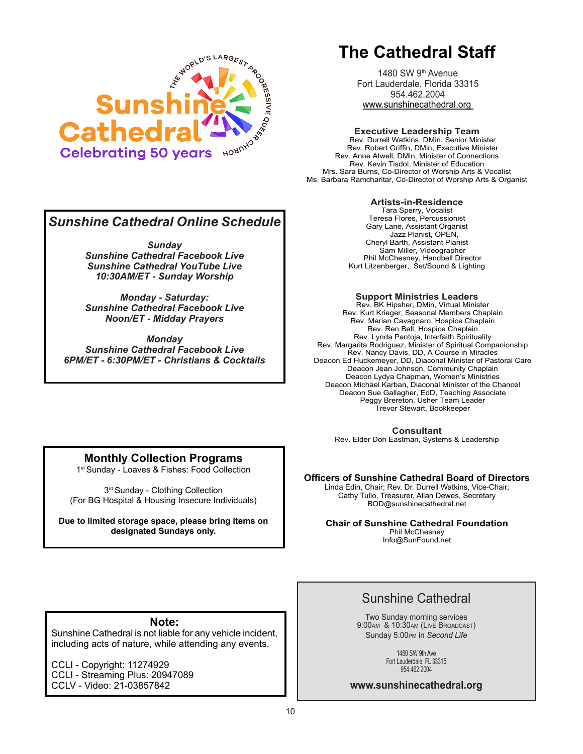Sunshine Cathedral

THE WORLD'S LARGEST PROGRESSIVE QUEER CHURCH

Celebrating 50 years

# The Cathedral Staff

1480 SW 9th Avenue
Fort Lauderdale, Florida 33315
954.462.2004
www.sunshinecathedral.org

**Executive Leadership Team**
Rev. Durrell Watkins, DMin, Senior Minister
Rev. Robert Griffin, DMin, Executive Minister
Rev. Anne Atwell, DMin, Minister of Connections
Rev. Kevin Tisdol, Minister of Education
Mrs. Sara Burns, Co-Director of Worship Arts & Vocalist
Ms. Barbara Ramcharitar, Co-Director of Worship Arts & Organist

**Artists-in-Residence**
Tara Sperry, Vocalist
Teresa Flores, Percussionist
Gary Lane, Assistant Organist
Jazz Pianist, OPEN,
Cheryl Barth, Assistant Pianist
Sam Miller, Videographer
Phil McChesney, Handbell Director
Kurt Litzenberger, Set/Sound & Lighting

**Support Ministries Leaders**
Rev. BK Hipsher, DMin, Virtual Minister
Rev. Kurt Krieger, Seasonal Members Chaplain
Rev. Marian Cavagnaro, Hospice Chaplain
Rev. Ren Bell, Hospice Chaplain
Rev. Lynda Pantoja, Interfaith Spirituality
Rev. Margarita Rodriguez, Minister of Spiritual Companionship
Rev. Nancy Davis, DD, A Course in Miracles
Deacon Ed Huckemeyer, DD, Diaconal Minister of Pastoral Care
Deacon Jean Johnson, Community Chaplain
Deacon Lydya Chapman, Women's Ministries
Deacon Michael Karban, Diaconal Minister of the Chancel
Deacon Sue Gallagher, EdD, Teaching Associate
Peggy Brereton, Usher Team Leader
Trevor Stewart, Bookkeeper

**Consultant**
Rev. Elder Don Eastman, Systems & Leadership

**Officers of Sunshine Cathedral Board of Directors**
Linda Edin, Chair; Rev. Dr. Durrell Watkins, Vice-Chair;
Cathy Tullo, Treasurer, Allan Dewes, Secretary
BOD@sunshinecathedral.net

**Chair of Sunshine Cathedral Foundation**
Phil McChesney
Info@SunFound.net

## *Sunshine Cathedral Online Schedule*

***Sunday***
***Sunshine Cathedral Facebook Live***
***Sunshine Cathedral YouTube Live***
***10:30AM/ET - Sunday Worship***

***Monday - Saturday:***
***Sunshine Cathedral Facebook Live***
***Noon/ET - Midday Prayers***

***Monday***
***Sunshine Cathedral Facebook Live***
***6PM/ET - 6:30PM/ET - Christians & Cocktails***

## Monthly Collection Programs

1st Sunday - Loaves & Fishes: Food Collection

3rd Sunday - Clothing Collection
(For BG Hospital & Housing Insecure Individuals)

**Due to limited storage space, please bring items on designated Sundays only.**

## Note:

Sunshine Cathedral is not liable for any vehicle incident, including acts of nature, while attending any events.

CCLI - Copyright: 11274929
CCLI - Streaming Plus: 20947089
CCLV - Video: 21-03857842

## Sunshine Cathedral

Two Sunday morning services
9:00AM & 10:30AM (LIVE BROADCAST)
Sunday 5:00PM in *Second Life*

1480 SW 9th Ave
Fort Lauderdale, FL 33315
954.462.2004

**www.sunshinecathedral.org**